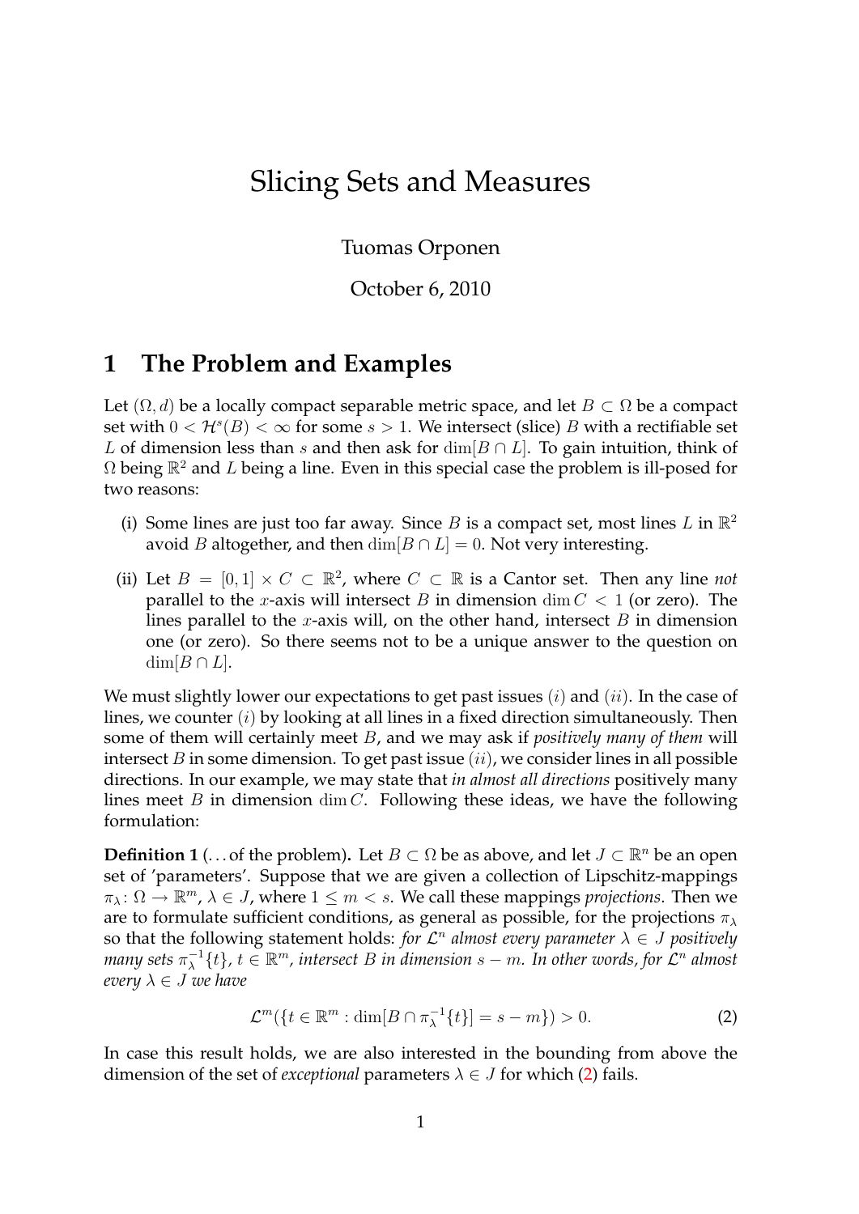# Slicing Sets and Measures

Tuomas Orponen

October 6, 2010

## 1 The Problem and Examples

Let $(\Omega, d)$ be a locally compact separable metric space, and let $B \subset \Omega$ be a compact set with $0 < \mathcal{H}^s(B) < \infty$ for some $s > 1$. We intersect (slice) $B$ with a rectifiable set $L$ of dimension less than $s$ and then ask for $\dim[B \cap L]$. To gain intuition, think of $\Omega$ being $\mathbb{R}^2$ and $L$ being a line. Even in this special case the problem is ill-posed for two reasons:

(i) Some lines are just too far away. Since $B$ is a compact set, most lines $L$ in $\mathbb{R}^2$ avoid $B$ altogether, and then $\dim[B \cap L] = 0$. Not very interesting.

(ii) Let $B = [0,1] \times C \subset \mathbb{R}^2$, where $C \subset \mathbb{R}$ is a Cantor set. Then any line *not* parallel to the $x$-axis will intersect $B$ in dimension $\dim C < 1$ (or zero). The lines parallel to the $x$-axis will, on the other hand, intersect $B$ in dimension one (or zero). So there seems not to be a unique answer to the question on $\dim[B \cap L]$.

We must slightly lower our expectations to get past issues $(i)$ and $(ii)$. In the case of lines, we counter $(i)$ by looking at all lines in a fixed direction simultaneously. Then some of them will certainly meet $B$, and we may ask if *positively many of them* will intersect $B$ in some dimension. To get past issue $(ii)$, we consider lines in all possible directions. In our example, we may state that *in almost all directions* positively many lines meet $B$ in dimension $\dim C$. Following these ideas, we have the following formulation:

**Definition 1** (...of the problem)**.** Let $B \subset \Omega$ be as above, and let $J \subset \mathbb{R}^n$ be an open set of 'parameters'. Suppose that we are given a collection of Lipschitz-mappings $\pi_\lambda \colon \Omega \to \mathbb{R}^m$, $\lambda \in J$, where $1 \leq m < s$. We call these mappings *projections*. Then we are to formulate sufficient conditions, as general as possible, for the projections $\pi_\lambda$ so that the following statement holds: *for $\mathcal{L}^n$ almost every parameter $\lambda \in J$ positively many sets $\pi_\lambda^{-1}\{t\}$, $t \in \mathbb{R}^m$, intersect $B$ in dimension $s - m$. In other words, for $\mathcal{L}^n$ almost every $\lambda \in J$ we have*

$$\mathcal{L}^m(\{t \in \mathbb{R}^m : \dim[B \cap \pi_\lambda^{-1}\{t\}] = s - m\}) > 0. \tag{2}$$

In case this result holds, we are also interested in the bounding from above the dimension of the set of *exceptional* parameters $\lambda \in J$ for which (2) fails.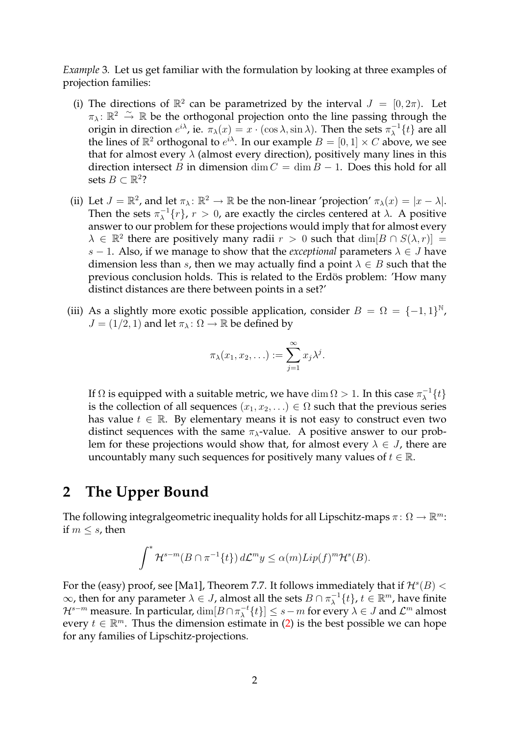*Example* 3. Let us get familiar with the formulation by looking at three examples of projection families:

(i) The directions of $\mathbb{R}^2$ can be parametrized by the interval $J = [0, 2\pi)$. Let $\pi_\lambda \colon \mathbb{R}^2 \xrightarrow{\sim} \mathbb{R}$ be the orthogonal projection onto the line passing through the origin in direction $e^{i\lambda}$, ie. $\pi_\lambda(x) = x \cdot (\cos\lambda, \sin\lambda)$. Then the sets $\pi_\lambda^{-1}\{t\}$ are all the lines of $\mathbb{R}^2$ orthogonal to $e^{i\lambda}$. In our example $B = [0,1] \times C$ above, we see that for almost every $\lambda$ (almost every direction), positively many lines in this direction intersect $B$ in dimension $\dim C = \dim B - 1$. Does this hold for all sets $B \subset \mathbb{R}^2$?

(ii) Let $J = \mathbb{R}^2$, and let $\pi_\lambda \colon \mathbb{R}^2 \to \mathbb{R}$ be the non-linear 'projection' $\pi_\lambda(x) = |x - \lambda|$. Then the sets $\pi_\lambda^{-1}\{r\}$, $r > 0$, are exactly the circles centered at $\lambda$. A positive answer to our problem for these projections would imply that for almost every $\lambda \in \mathbb{R}^2$ there are positively many radii $r > 0$ such that $\dim[B \cap S(\lambda, r)] = s - 1$. Also, if we manage to show that the *exceptional* parameters $\lambda \in J$ have dimension less than $s$, then we may actually find a point $\lambda \in B$ such that the previous conclusion holds. This is related to the Erdös problem: 'How many distinct distances are there between points in a set?'

(iii) As a slightly more exotic possible application, consider $B = \Omega = \{-1,1\}^{\mathbb{N}}$, $J = (1/2, 1)$ and let $\pi_\lambda \colon \Omega \to \mathbb{R}$ be defined by

$$\pi_\lambda(x_1, x_2, \ldots) := \sum_{j=1}^{\infty} x_j \lambda^j.$$

If $\Omega$ is equipped with a suitable metric, we have $\dim \Omega > 1$. In this case $\pi_\lambda^{-1}\{t\}$ is the collection of all sequences $(x_1, x_2, \ldots) \in \Omega$ such that the previous series has value $t \in \mathbb{R}$. By elementary means it is not easy to construct even two distinct sequences with the same $\pi_\lambda$-value. A positive answer to our problem for these projections would show that, for almost every $\lambda \in J$, there are uncountably many such sequences for positively many values of $t \in \mathbb{R}$.

## 2 The Upper Bound

The following integralgeometric inequality holds for all Lipschitz-maps $\pi \colon \Omega \to \mathbb{R}^m$: if $m \leq s$, then

$$\int^* \mathcal{H}^{s-m}(B \cap \pi^{-1}\{t\}) \, d\mathcal{L}^m y \leq \alpha(m) Lip(f)^m \mathcal{H}^s(B).$$

For the (easy) proof, see [Ma1], Theorem 7.7. It follows immediately that if $\mathcal{H}^s(B) < \infty$, then for any parameter $\lambda \in J$, almost all the sets $B \cap \pi_\lambda^{-1}\{t\}$, $t \in \mathbb{R}^m$, have finite $\mathcal{H}^{s-m}$ measure. In particular, $\dim[B \cap \pi_\lambda^{-t}\{t\}] \leq s - m$ for every $\lambda \in J$ and $\mathcal{L}^m$ almost every $t \in \mathbb{R}^m$. Thus the dimension estimate in (2) is the best possible we can hope for any families of Lipschitz-projections.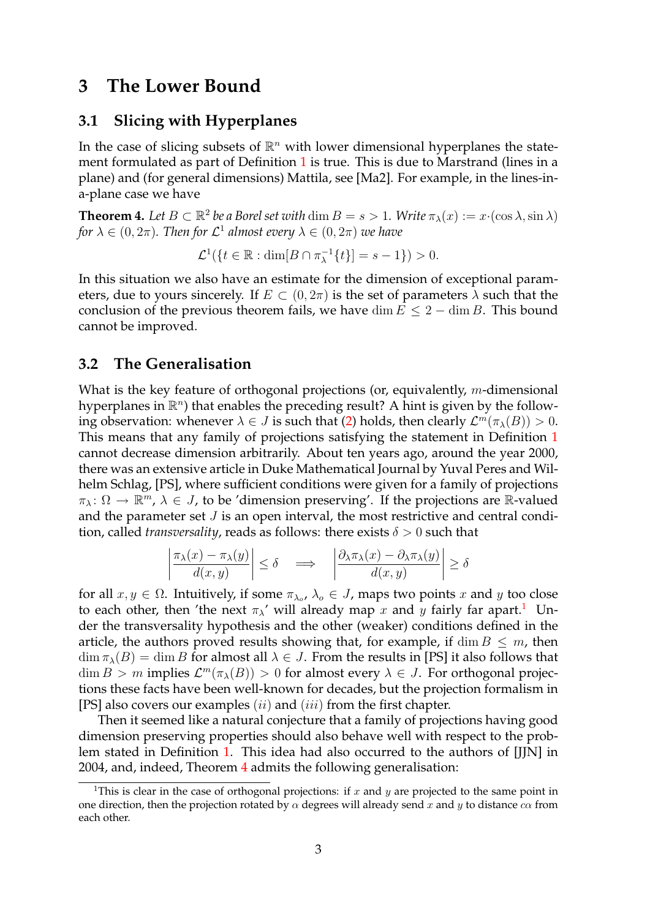## 3 The Lower Bound

### 3.1 Slicing with Hyperplanes

In the case of slicing subsets of $\mathbb{R}^n$ with lower dimensional hyperplanes the statement formulated as part of Definition 1 is true. This is due to Marstrand (lines in a plane) and (for general dimensions) Mattila, see [Ma2]. For example, in the lines-in-a-plane case we have

**Theorem 4.** *Let $B \subset \mathbb{R}^2$ be a Borel set with $\dim B = s > 1$. Write $\pi_\lambda(x) := x \cdot (\cos\lambda, \sin\lambda)$ for $\lambda \in (0, 2\pi)$. Then for $\mathcal{L}^1$ almost every $\lambda \in (0, 2\pi)$ we have*

$$\mathcal{L}^1(\{t \in \mathbb{R} : \dim[B \cap \pi_\lambda^{-1}\{t\}] = s - 1\}) > 0.$$

In this situation we also have an estimate for the dimension of exceptional parameters, due to yours sincerely. If $E \subset (0, 2\pi)$ is the set of parameters $\lambda$ such that the conclusion of the previous theorem fails, we have $\dim E \leq 2 - \dim B$. This bound cannot be improved.

### 3.2 The Generalisation

What is the key feature of orthogonal projections (or, equivalently, $m$-dimensional hyperplanes in $\mathbb{R}^n$) that enables the preceding result? A hint is given by the following observation: whenever $\lambda \in J$ is such that (2) holds, then clearly $\mathcal{L}^m(\pi_\lambda(B)) > 0$. This means that any family of projections satisfying the statement in Definition 1 cannot decrease dimension arbitrarily. About ten years ago, around the year 2000, there was an extensive article in Duke Mathematical Journal by Yuval Peres and Wilhelm Schlag, [PS], where sufficient conditions were given for a family of projections $\pi_\lambda \colon \Omega \to \mathbb{R}^m$, $\lambda \in J$, to be 'dimension preserving'. If the projections are $\mathbb{R}$-valued and the parameter set $J$ is an open interval, the most restrictive and central condition, called *transversality*, reads as follows: there exists $\delta > 0$ such that

$$\left|\frac{\pi_\lambda(x) - \pi_\lambda(y)}{d(x,y)}\right| \leq \delta \quad \Longrightarrow \quad \left|\frac{\partial_\lambda \pi_\lambda(x) - \partial_\lambda \pi_\lambda(y)}{d(x,y)}\right| \geq \delta$$

for all $x, y \in \Omega$. Intuitively, if some $\pi_{\lambda_o}$, $\lambda_o \in J$, maps two points $x$ and $y$ too close to each other, then 'the next $\pi_\lambda$' will already map $x$ and $y$ fairly far apart.[1] Under the transversality hypothesis and the other (weaker) conditions defined in the article, the authors proved results showing that, for example, if $\dim B \leq m$, then $\dim \pi_\lambda(B) = \dim B$ for almost all $\lambda \in J$. From the results in [PS] it also follows that $\dim B > m$ implies $\mathcal{L}^m(\pi_\lambda(B)) > 0$ for almost every $\lambda \in J$. For orthogonal projections these facts have been well-known for decades, but the projection formalism in [PS] also covers our examples $(ii)$ and $(iii)$ from the first chapter.

Then it seemed like a natural conjecture that a family of projections having good dimension preserving properties should also behave well with respect to the problem stated in Definition 1. This idea had also occurred to the authors of [JJN] in 2004, and, indeed, Theorem 4 admits the following generalisation:

[1] This is clear in the case of orthogonal projections: if $x$ and $y$ are projected to the same point in one direction, then the projection rotated by $\alpha$ degrees will already send $x$ and $y$ to distance $c\alpha$ from each other.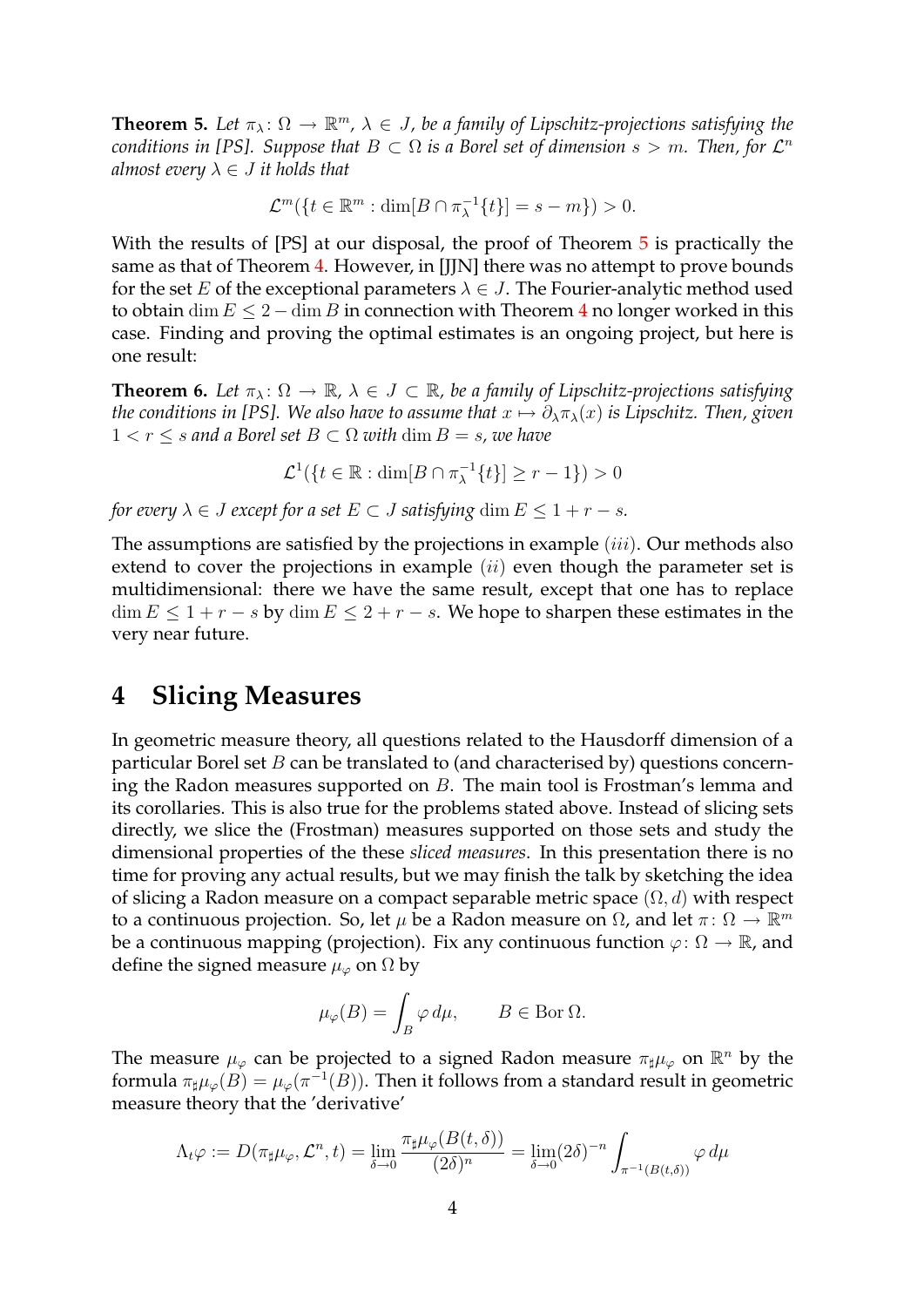**Theorem 5.** *Let $\pi_\lambda \colon \Omega \to \mathbb{R}^m$, $\lambda \in J$, be a family of Lipschitz-projections satisfying the conditions in [PS]. Suppose that $B \subset \Omega$ is a Borel set of dimension $s > m$. Then, for $\mathcal{L}^n$ almost every $\lambda \in J$ it holds that*

$$\mathcal{L}^m(\{t \in \mathbb{R}^m : \dim[B \cap \pi_\lambda^{-1}\{t\}] = s - m\}) > 0.$$

With the results of [PS] at our disposal, the proof of Theorem 5 is practically the same as that of Theorem 4. However, in [JJN] there was no attempt to prove bounds for the set $E$ of the exceptional parameters $\lambda \in J$. The Fourier-analytic method used to obtain $\dim E \leq 2 - \dim B$ in connection with Theorem 4 no longer worked in this case. Finding and proving the optimal estimates is an ongoing project, but here is one result:

**Theorem 6.** *Let $\pi_\lambda \colon \Omega \to \mathbb{R}$, $\lambda \in J \subset \mathbb{R}$, be a family of Lipschitz-projections satisfying the conditions in [PS]. We also have to assume that $x \mapsto \partial_\lambda \pi_\lambda(x)$ is Lipschitz. Then, given $1 < r \leq s$ and a Borel set $B \subset \Omega$ with $\dim B = s$, we have*

$$\mathcal{L}^1(\{t \in \mathbb{R} : \dim[B \cap \pi_\lambda^{-1}\{t\}] \geq r - 1\}) > 0$$

*for every $\lambda \in J$ except for a set $E \subset J$ satisfying $\dim E \leq 1 + r - s$.*

The assumptions are satisfied by the projections in example $(iii)$. Our methods also extend to cover the projections in example $(ii)$ even though the parameter set is multidimensional: there we have the same result, except that one has to replace $\dim E \leq 1 + r - s$ by $\dim E \leq 2 + r - s$. We hope to sharpen these estimates in the very near future.

## 4 Slicing Measures

In geometric measure theory, all questions related to the Hausdorff dimension of a particular Borel set $B$ can be translated to (and characterised by) questions concerning the Radon measures supported on $B$. The main tool is Frostman's lemma and its corollaries. This is also true for the problems stated above. Instead of slicing sets directly, we slice the (Frostman) measures supported on those sets and study the dimensional properties of the these *sliced measures*. In this presentation there is no time for proving any actual results, but we may finish the talk by sketching the idea of slicing a Radon measure on a compact separable metric space $(\Omega, d)$ with respect to a continuous projection. So, let $\mu$ be a Radon measure on $\Omega$, and let $\pi \colon \Omega \to \mathbb{R}^m$ be a continuous mapping (projection). Fix any continuous function $\varphi \colon \Omega \to \mathbb{R}$, and define the signed measure $\mu_\varphi$ on $\Omega$ by

$$\mu_\varphi(B) = \int_B \varphi \, d\mu, \qquad B \in \operatorname{Bor} \Omega.$$

The measure $\mu_\varphi$ can be projected to a signed Radon measure $\pi_\sharp \mu_\varphi$ on $\mathbb{R}^n$ by the formula $\pi_\sharp \mu_\varphi(B) = \mu_\varphi(\pi^{-1}(B))$. Then it follows from a standard result in geometric measure theory that the 'derivative'

$$\Lambda_t \varphi := D(\pi_\sharp \mu_\varphi, \mathcal{L}^n, t) = \lim_{\delta \to 0} \frac{\pi_\sharp \mu_\varphi(B(t, \delta))}{(2\delta)^n} = \lim_{\delta \to 0} (2\delta)^{-n} \int_{\pi^{-1}(B(t,\delta))} \varphi \, d\mu$$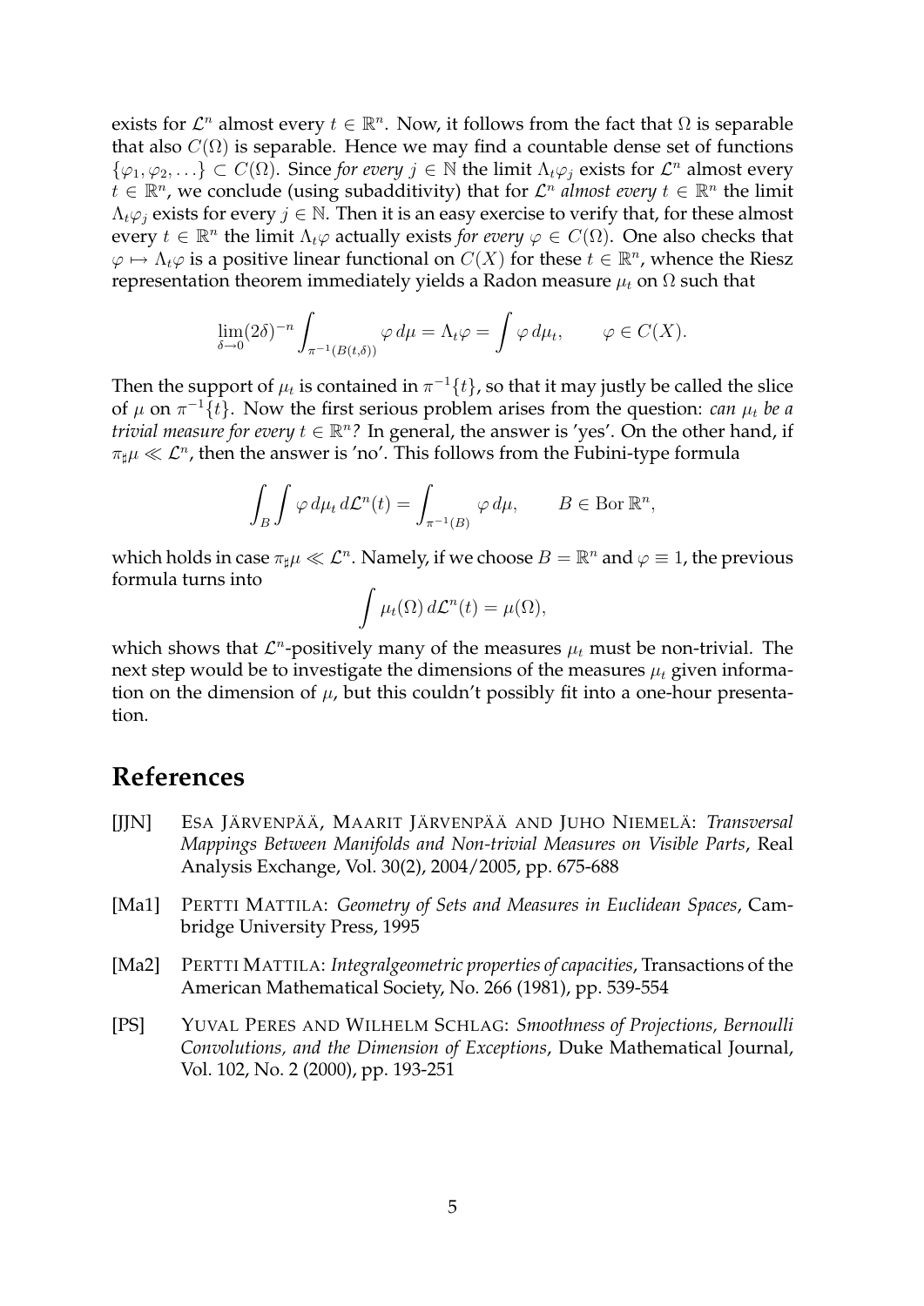exists for $\mathcal{L}^n$ almost every $t \in \mathbb{R}^n$. Now, it follows from the fact that $\Omega$ is separable that also $C(\Omega)$ is separable. Hence we may find a countable dense set of functions $\{\varphi_1, \varphi_2, \ldots\} \subset C(\Omega)$. Since *for every* $j \in \mathbb{N}$ the limit $\Lambda_t \varphi_j$ exists for $\mathcal{L}^n$ almost every $t \in \mathbb{R}^n$, we conclude (using subadditivity) that for $\mathcal{L}^n$ *almost every* $t \in \mathbb{R}^n$ the limit $\Lambda_t \varphi_j$ exists for every $j \in \mathbb{N}$. Then it is an easy exercise to verify that, for these almost every $t \in \mathbb{R}^n$ the limit $\Lambda_t \varphi$ actually exists *for every* $\varphi \in C(\Omega)$. One also checks that $\varphi \mapsto \Lambda_t \varphi$ is a positive linear functional on $C(X)$ for these $t \in \mathbb{R}^n$, whence the Riesz representation theorem immediately yields a Radon measure $\mu_t$ on $\Omega$ such that

$$\lim_{\delta \to 0} (2\delta)^{-n} \int_{\pi^{-1}(B(t,\delta))} \varphi \, d\mu = \Lambda_t \varphi = \int \varphi \, d\mu_t, \qquad \varphi \in C(X).$$

Then the support of $\mu_t$ is contained in $\pi^{-1}\{t\}$, so that it may justly be called the slice of $\mu$ on $\pi^{-1}\{t\}$. Now the first serious problem arises from the question: *can $\mu_t$ be a trivial measure for every $t \in \mathbb{R}^n$?* In general, the answer is 'yes'. On the other hand, if $\pi_\sharp \mu \ll \mathcal{L}^n$, then the answer is 'no'. This follows from the Fubini-type formula

$$\int_B \int \varphi \, d\mu_t \, d\mathcal{L}^n(t) = \int_{\pi^{-1}(B)} \varphi \, d\mu, \qquad B \in \operatorname{Bor} \mathbb{R}^n,$$

which holds in case $\pi_\sharp \mu \ll \mathcal{L}^n$. Namely, if we choose $B = \mathbb{R}^n$ and $\varphi \equiv 1$, the previous formula turns into

$$\int \mu_t(\Omega) \, d\mathcal{L}^n(t) = \mu(\Omega),$$

which shows that $\mathcal{L}^n$-positively many of the measures $\mu_t$ must be non-trivial. The next step would be to investigate the dimensions of the measures $\mu_t$ given information on the dimension of $\mu$, but this couldn't possibly fit into a one-hour presentation.

# References

[JJN] ESA JÄRVENPÄÄ, MAARIT JÄRVENPÄÄ AND JUHO NIEMELÄ: *Transversal Mappings Between Manifolds and Non-trivial Measures on Visible Parts*, Real Analysis Exchange, Vol. 30(2), 2004/2005, pp. 675-688

[Ma1] PERTTI MATTILA: *Geometry of Sets and Measures in Euclidean Spaces*, Cambridge University Press, 1995

[Ma2] PERTTI MATTILA: *Integralgeometric properties of capacities*, Transactions of the American Mathematical Society, No. 266 (1981), pp. 539-554

[PS] YUVAL PERES AND WILHELM SCHLAG: *Smoothness of Projections, Bernoulli Convolutions, and the Dimension of Exceptions*, Duke Mathematical Journal, Vol. 102, No. 2 (2000), pp. 193-251